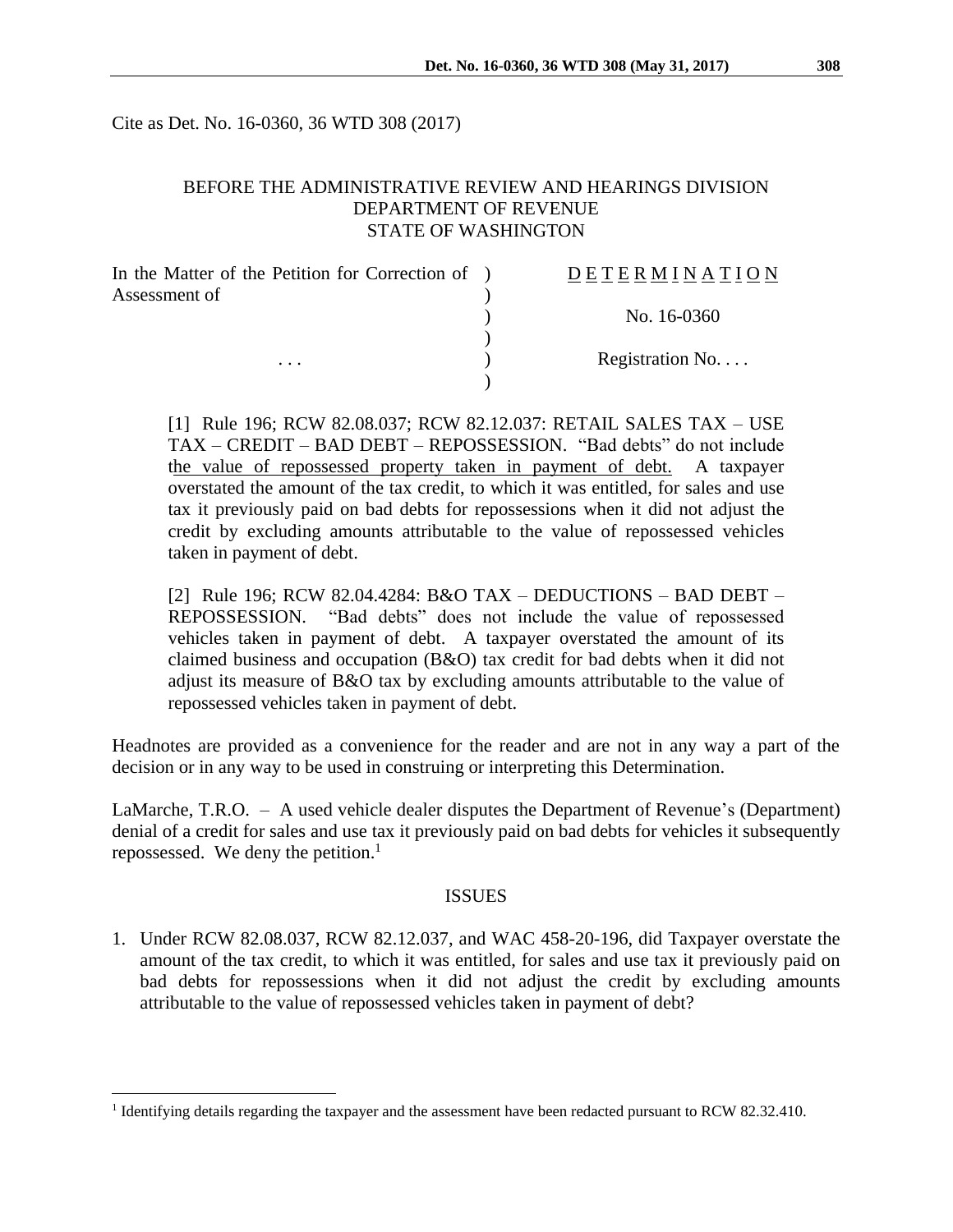Cite as Det. No. 16-0360, 36 WTD 308 (2017)

BEFORE THE ADMINISTRATIVE REVIEW AND HEARINGS DIVISION
DEPARTMENT OF REVENUE
STATE OF WASHINGTON

| | | |
|---|---|---|
| In the Matter of the Petition for Correction of Assessment of | ) | D E T E R M I N A T I O N |
| | ) | No. 16-0360 |
| . . . | ) | Registration No. . . . |

[1] Rule 196; RCW 82.08.037; RCW 82.12.037: RETAIL SALES TAX – USE TAX – CREDIT – BAD DEBT – REPOSSESSION. "Bad debts" do not include the value of repossessed property taken in payment of debt. A taxpayer overstated the amount of the tax credit, to which it was entitled, for sales and use tax it previously paid on bad debts for repossessions when it did not adjust the credit by excluding amounts attributable to the value of repossessed vehicles taken in payment of debt.

[2] Rule 196; RCW 82.04.4284: B&O TAX – DEDUCTIONS – BAD DEBT – REPOSSESSION. "Bad debts" does not include the value of repossessed vehicles taken in payment of debt. A taxpayer overstated the amount of its claimed business and occupation (B&O) tax credit for bad debts when it did not adjust its measure of B&O tax by excluding amounts attributable to the value of repossessed vehicles taken in payment of debt.

Headnotes are provided as a convenience for the reader and are not in any way a part of the decision or in any way to be used in construing or interpreting this Determination.

LaMarche, T.R.O. – A used vehicle dealer disputes the Department of Revenue's (Department) denial of a credit for sales and use tax it previously paid on bad debts for vehicles it subsequently repossessed. We deny the petition.[1]

## ISSUES

1. Under RCW 82.08.037, RCW 82.12.037, and WAC 458-20-196, did Taxpayer overstate the amount of the tax credit, to which it was entitled, for sales and use tax it previously paid on bad debts for repossessions when it did not adjust the credit by excluding amounts attributable to the value of repossessed vehicles taken in payment of debt?

[1] Identifying details regarding the taxpayer and the assessment have been redacted pursuant to RCW 82.32.410.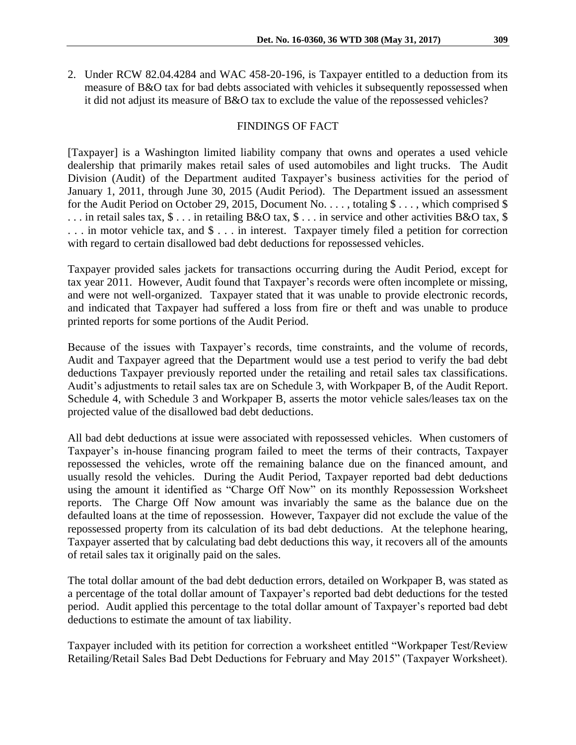2. Under RCW 82.04.4284 and WAC 458-20-196, is Taxpayer entitled to a deduction from its measure of B&O tax for bad debts associated with vehicles it subsequently repossessed when it did not adjust its measure of B&O tax to exclude the value of the repossessed vehicles?

## FINDINGS OF FACT

[Taxpayer] is a Washington limited liability company that owns and operates a used vehicle dealership that primarily makes retail sales of used automobiles and light trucks. The Audit Division (Audit) of the Department audited Taxpayer's business activities for the period of January 1, 2011, through June 30, 2015 (Audit Period). The Department issued an assessment for the Audit Period on October 29, 2015, Document No. . . . , totaling $ . . . , which comprised $ . . . in retail sales tax, $ . . . in retailing B&O tax, $ . . . in service and other activities B&O tax, $ . . . in motor vehicle tax, and $ . . . in interest. Taxpayer timely filed a petition for correction with regard to certain disallowed bad debt deductions for repossessed vehicles.

Taxpayer provided sales jackets for transactions occurring during the Audit Period, except for tax year 2011. However, Audit found that Taxpayer's records were often incomplete or missing, and were not well-organized. Taxpayer stated that it was unable to provide electronic records, and indicated that Taxpayer had suffered a loss from fire or theft and was unable to produce printed reports for some portions of the Audit Period.

Because of the issues with Taxpayer's records, time constraints, and the volume of records, Audit and Taxpayer agreed that the Department would use a test period to verify the bad debt deductions Taxpayer previously reported under the retailing and retail sales tax classifications. Audit's adjustments to retail sales tax are on Schedule 3, with Workpaper B, of the Audit Report. Schedule 4, with Schedule 3 and Workpaper B, asserts the motor vehicle sales/leases tax on the projected value of the disallowed bad debt deductions.

All bad debt deductions at issue were associated with repossessed vehicles. When customers of Taxpayer's in-house financing program failed to meet the terms of their contracts, Taxpayer repossessed the vehicles, wrote off the remaining balance due on the financed amount, and usually resold the vehicles. During the Audit Period, Taxpayer reported bad debt deductions using the amount it identified as "Charge Off Now" on its monthly Repossession Worksheet reports. The Charge Off Now amount was invariably the same as the balance due on the defaulted loans at the time of repossession. However, Taxpayer did not exclude the value of the repossessed property from its calculation of its bad debt deductions. At the telephone hearing, Taxpayer asserted that by calculating bad debt deductions this way, it recovers all of the amounts of retail sales tax it originally paid on the sales.

The total dollar amount of the bad debt deduction errors, detailed on Workpaper B, was stated as a percentage of the total dollar amount of Taxpayer's reported bad debt deductions for the tested period. Audit applied this percentage to the total dollar amount of Taxpayer's reported bad debt deductions to estimate the amount of tax liability.

Taxpayer included with its petition for correction a worksheet entitled "Workpaper Test/Review Retailing/Retail Sales Bad Debt Deductions for February and May 2015" (Taxpayer Worksheet).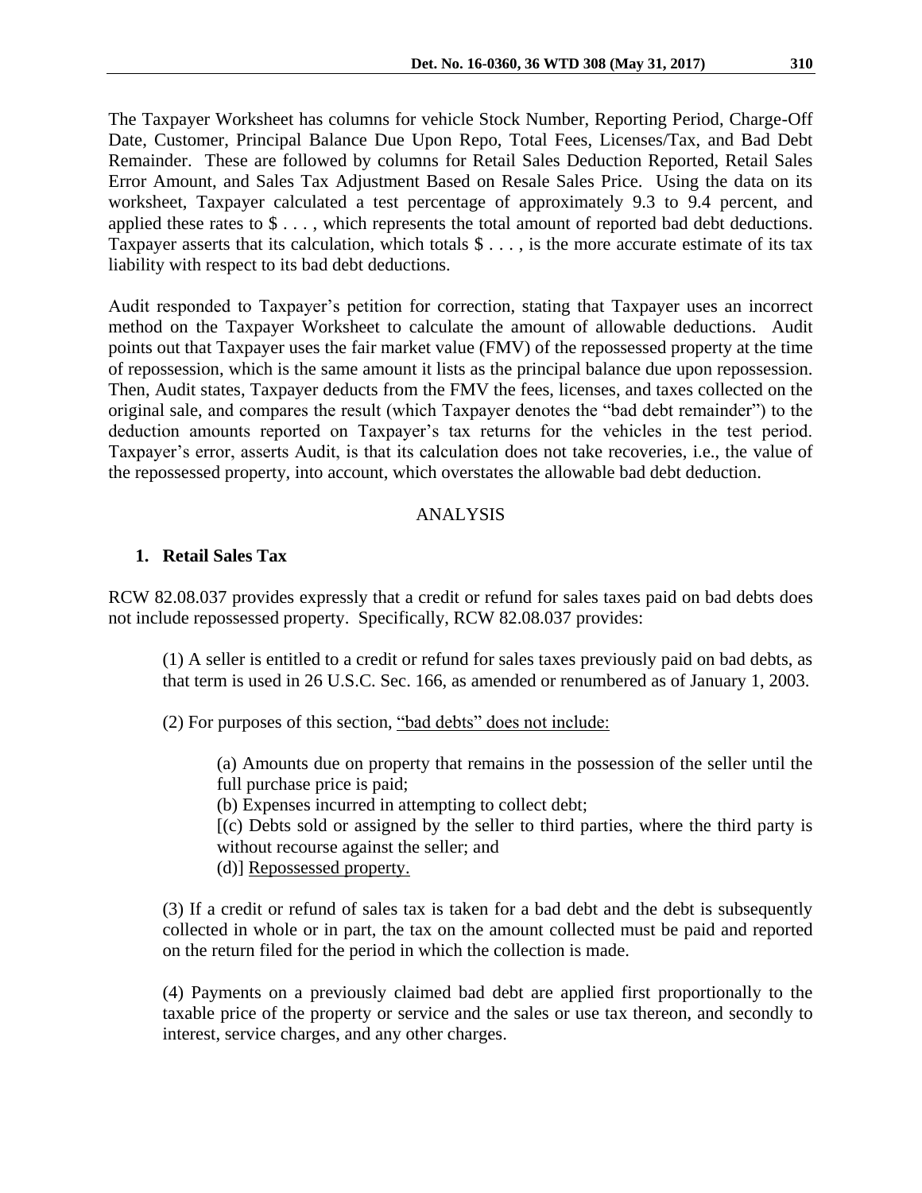The Taxpayer Worksheet has columns for vehicle Stock Number, Reporting Period, Charge-Off Date, Customer, Principal Balance Due Upon Repo, Total Fees, Licenses/Tax, and Bad Debt Remainder. These are followed by columns for Retail Sales Deduction Reported, Retail Sales Error Amount, and Sales Tax Adjustment Based on Resale Sales Price. Using the data on its worksheet, Taxpayer calculated a test percentage of approximately 9.3 to 9.4 percent, and applied these rates to $ . . . , which represents the total amount of reported bad debt deductions. Taxpayer asserts that its calculation, which totals $ . . . , is the more accurate estimate of its tax liability with respect to its bad debt deductions.

Audit responded to Taxpayer's petition for correction, stating that Taxpayer uses an incorrect method on the Taxpayer Worksheet to calculate the amount of allowable deductions. Audit points out that Taxpayer uses the fair market value (FMV) of the repossessed property at the time of repossession, which is the same amount it lists as the principal balance due upon repossession. Then, Audit states, Taxpayer deducts from the FMV the fees, licenses, and taxes collected on the original sale, and compares the result (which Taxpayer denotes the "bad debt remainder") to the deduction amounts reported on Taxpayer's tax returns for the vehicles in the test period. Taxpayer's error, asserts Audit, is that its calculation does not take recoveries, i.e., the value of the repossessed property, into account, which overstates the allowable bad debt deduction.

## ANALYSIS

### 1. Retail Sales Tax

RCW 82.08.037 provides expressly that a credit or refund for sales taxes paid on bad debts does not include repossessed property. Specifically, RCW 82.08.037 provides:

> (1) A seller is entitled to a credit or refund for sales taxes previously paid on bad debts, as that term is used in 26 U.S.C. Sec. 166, as amended or renumbered as of January 1, 2003.
>
> (2) For purposes of this section, <u>"bad debts" does not include:</u>
>
> > (a) Amounts due on property that remains in the possession of the seller until the full purchase price is paid;
> > (b) Expenses incurred in attempting to collect debt;
> > [(c) Debts sold or assigned by the seller to third parties, where the third party is without recourse against the seller; and
> > (d)] <u>Repossessed property.</u>
>
> (3) If a credit or refund of sales tax is taken for a bad debt and the debt is subsequently collected in whole or in part, the tax on the amount collected must be paid and reported on the return filed for the period in which the collection is made.
>
> (4) Payments on a previously claimed bad debt are applied first proportionally to the taxable price of the property or service and the sales or use tax thereon, and secondly to interest, service charges, and any other charges.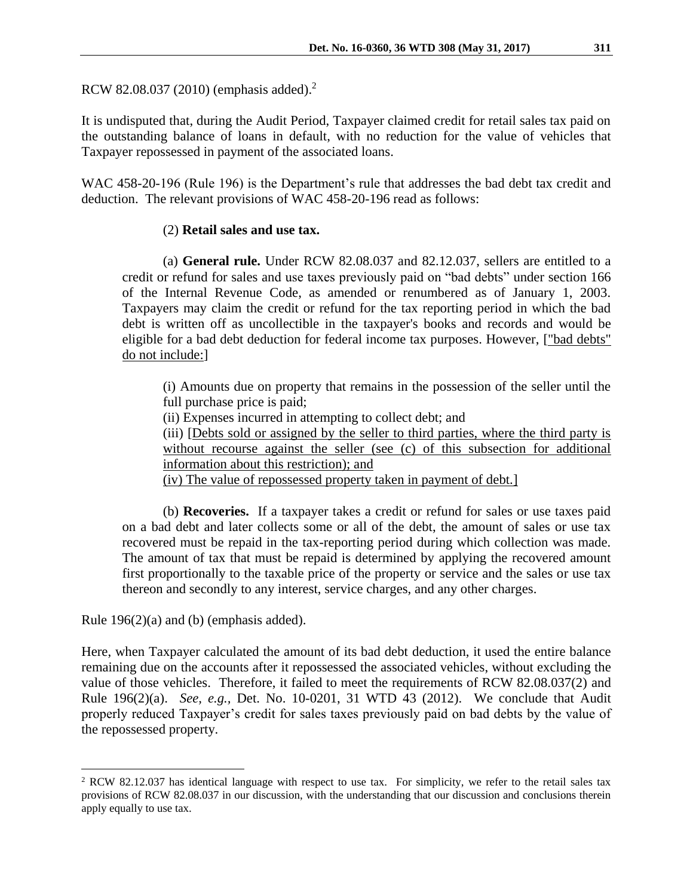RCW 82.08.037 (2010) (emphasis added).[2]

It is undisputed that, during the Audit Period, Taxpayer claimed credit for retail sales tax paid on the outstanding balance of loans in default, with no reduction for the value of vehicles that Taxpayer repossessed in payment of the associated loans.

WAC 458-20-196 (Rule 196) is the Department's rule that addresses the bad debt tax credit and deduction. The relevant provisions of WAC 458-20-196 read as follows:

> (2) **Retail sales and use tax.**
>
> (a) **General rule.** Under RCW 82.08.037 and 82.12.037, sellers are entitled to a credit or refund for sales and use taxes previously paid on "bad debts" under section 166 of the Internal Revenue Code, as amended or renumbered as of January 1, 2003. Taxpayers may claim the credit or refund for the tax reporting period in which the bad debt is written off as uncollectible in the taxpayer's books and records and would be eligible for a bad debt deduction for federal income tax purposes. However, ["bad debts" do not include:]
>
> > (i) Amounts due on property that remains in the possession of the seller until the full purchase price is paid;
> > (ii) Expenses incurred in attempting to collect debt; and
> > (iii) [Debts sold or assigned by the seller to third parties, where the third party is without recourse against the seller (see (c) of this subsection for additional information about this restriction); and
> > (iv) The value of repossessed property taken in payment of debt.]
>
> (b) **Recoveries.** If a taxpayer takes a credit or refund for sales or use taxes paid on a bad debt and later collects some or all of the debt, the amount of sales or use tax recovered must be repaid in the tax-reporting period during which collection was made. The amount of tax that must be repaid is determined by applying the recovered amount first proportionally to the taxable price of the property or service and the sales or use tax thereon and secondly to any interest, service charges, and any other charges.

Rule 196(2)(a) and (b) (emphasis added).

Here, when Taxpayer calculated the amount of its bad debt deduction, it used the entire balance remaining due on the accounts after it repossessed the associated vehicles, without excluding the value of those vehicles. Therefore, it failed to meet the requirements of RCW 82.08.037(2) and Rule 196(2)(a). *See, e.g.,* Det. No. 10-0201, 31 WTD 43 (2012). We conclude that Audit properly reduced Taxpayer's credit for sales taxes previously paid on bad debts by the value of the repossessed property.

---

[2] RCW 82.12.037 has identical language with respect to use tax. For simplicity, we refer to the retail sales tax provisions of RCW 82.08.037 in our discussion, with the understanding that our discussion and conclusions therein apply equally to use tax.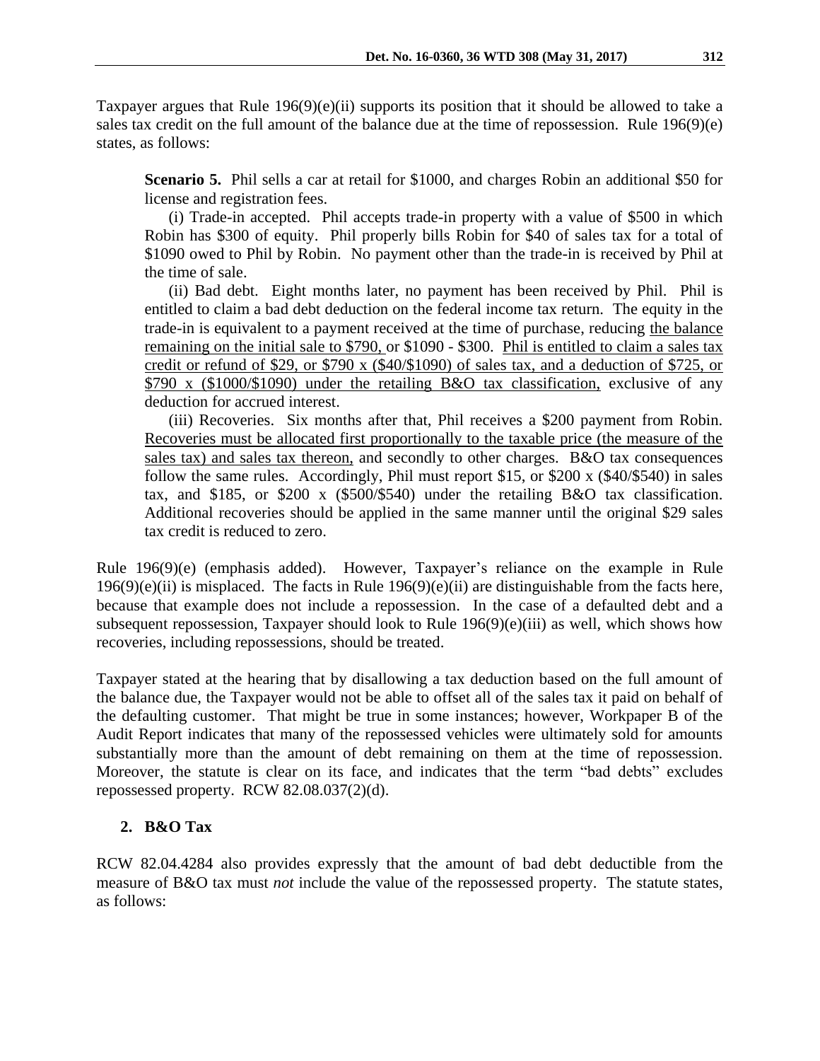Taxpayer argues that Rule 196(9)(e)(ii) supports its position that it should be allowed to take a sales tax credit on the full amount of the balance due at the time of repossession. Rule 196(9)(e) states, as follows:

> **Scenario 5.** Phil sells a car at retail for $1000, and charges Robin an additional $50 for license and registration fees.
>
> (i) Trade-in accepted. Phil accepts trade-in property with a value of $500 in which Robin has $300 of equity. Phil properly bills Robin for $40 of sales tax for a total of $1090 owed to Phil by Robin. No payment other than the trade-in is received by Phil at the time of sale.
>
> (ii) Bad debt. Eight months later, no payment has been received by Phil. Phil is entitled to claim a bad debt deduction on the federal income tax return. The equity in the trade-in is equivalent to a payment received at the time of purchase, reducing <u>the balance remaining on the initial sale to $790,</u> or $1090 - $300. <u>Phil is entitled to claim a sales tax credit or refund of $29, or $790 x ($40/$1090) of sales tax, and a deduction of $725, or $790 x ($1000/$1090) under the retailing B&O tax classification,</u> exclusive of any deduction for accrued interest.
>
> (iii) Recoveries. Six months after that, Phil receives a $200 payment from Robin. <u>Recoveries must be allocated first proportionally to the taxable price (the measure of the sales tax) and sales tax thereon,</u> and secondly to other charges. B&O tax consequences follow the same rules. Accordingly, Phil must report $15, or $200 x ($40/$540) in sales tax, and $185, or $200 x ($500/$540) under the retailing B&O tax classification. Additional recoveries should be applied in the same manner until the original $29 sales tax credit is reduced to zero.

Rule 196(9)(e) (emphasis added). However, Taxpayer's reliance on the example in Rule 196(9)(e)(ii) is misplaced. The facts in Rule 196(9)(e)(ii) are distinguishable from the facts here, because that example does not include a repossession. In the case of a defaulted debt and a subsequent repossession, Taxpayer should look to Rule 196(9)(e)(iii) as well, which shows how recoveries, including repossessions, should be treated.

Taxpayer stated at the hearing that by disallowing a tax deduction based on the full amount of the balance due, the Taxpayer would not be able to offset all of the sales tax it paid on behalf of the defaulting customer. That might be true in some instances; however, Workpaper B of the Audit Report indicates that many of the repossessed vehicles were ultimately sold for amounts substantially more than the amount of debt remaining on them at the time of repossession. Moreover, the statute is clear on its face, and indicates that the term "bad debts" excludes repossessed property. RCW 82.08.037(2)(d).

## 2. B&O Tax

RCW 82.04.4284 also provides expressly that the amount of bad debt deductible from the measure of B&O tax must *not* include the value of the repossessed property. The statute states, as follows: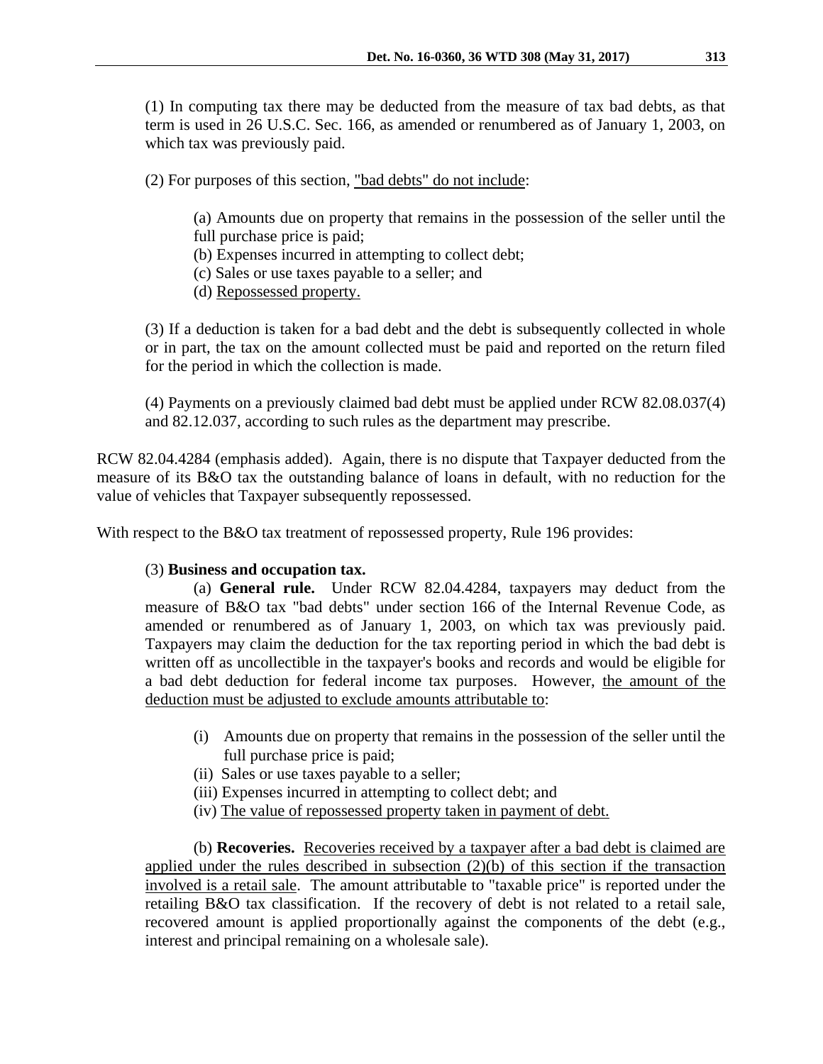(1) In computing tax there may be deducted from the measure of tax bad debts, as that term is used in 26 U.S.C. Sec. 166, as amended or renumbered as of January 1, 2003, on which tax was previously paid.

(2) For purposes of this section, <u>"bad debts" do not include</u>:

> (a) Amounts due on property that remains in the possession of the seller until the full purchase price is paid;
> (b) Expenses incurred in attempting to collect debt;
> (c) Sales or use taxes payable to a seller; and
> (d) <u>Repossessed property.</u>

(3) If a deduction is taken for a bad debt and the debt is subsequently collected in whole or in part, the tax on the amount collected must be paid and reported on the return filed for the period in which the collection is made.

(4) Payments on a previously claimed bad debt must be applied under RCW 82.08.037(4) and 82.12.037, according to such rules as the department may prescribe.

RCW 82.04.4284 (emphasis added). Again, there is no dispute that Taxpayer deducted from the measure of its B&O tax the outstanding balance of loans in default, with no reduction for the value of vehicles that Taxpayer subsequently repossessed.

With respect to the B&O tax treatment of repossessed property, Rule 196 provides:

(3) **Business and occupation tax.**

(a) **General rule.** Under RCW 82.04.4284, taxpayers may deduct from the measure of B&O tax "bad debts" under section 166 of the Internal Revenue Code, as amended or renumbered as of January 1, 2003, on which tax was previously paid. Taxpayers may claim the deduction for the tax reporting period in which the bad debt is written off as uncollectible in the taxpayer's books and records and would be eligible for a bad debt deduction for federal income tax purposes. However, <u>the amount of the deduction must be adjusted to exclude amounts attributable to</u>:

> (i) Amounts due on property that remains in the possession of the seller until the full purchase price is paid;
> (ii) Sales or use taxes payable to a seller;
> (iii) Expenses incurred in attempting to collect debt; and
> (iv) <u>The value of repossessed property taken in payment of debt.</u>

(b) **Recoveries.** <u>Recoveries received by a taxpayer after a bad debt is claimed are applied under the rules described in subsection (2)(b) of this section if the transaction involved is a retail sale</u>. The amount attributable to "taxable price" is reported under the retailing B&O tax classification. If the recovery of debt is not related to a retail sale, recovered amount is applied proportionally against the components of the debt (e.g., interest and principal remaining on a wholesale sale).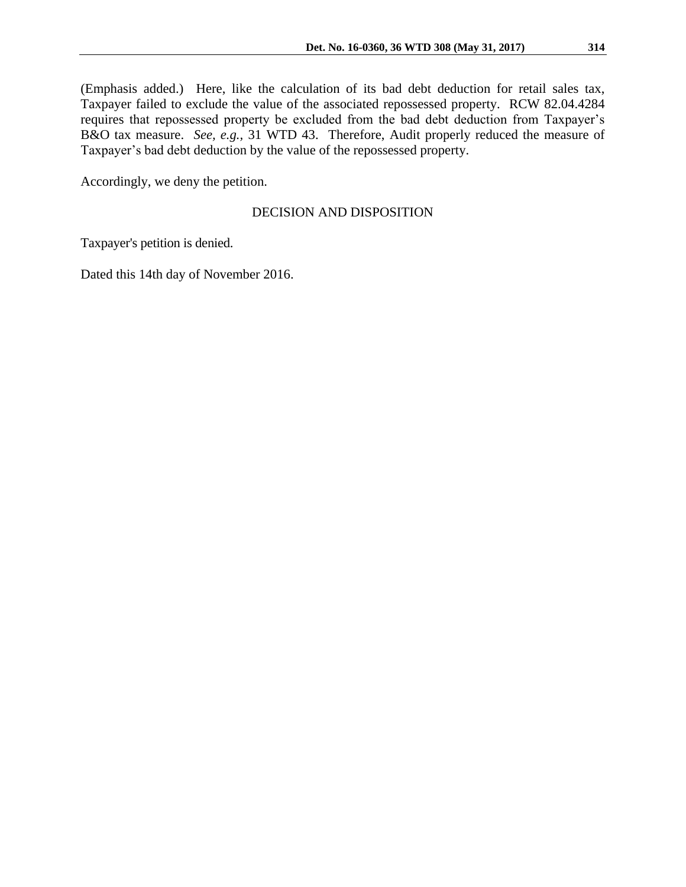(Emphasis added.) Here, like the calculation of its bad debt deduction for retail sales tax, Taxpayer failed to exclude the value of the associated repossessed property. RCW 82.04.4284 requires that repossessed property be excluded from the bad debt deduction from Taxpayer's B&O tax measure. *See, e.g.*, 31 WTD 43. Therefore, Audit properly reduced the measure of Taxpayer's bad debt deduction by the value of the repossessed property.

Accordingly, we deny the petition.

## DECISION AND DISPOSITION

Taxpayer's petition is denied.

Dated this 14th day of November 2016.